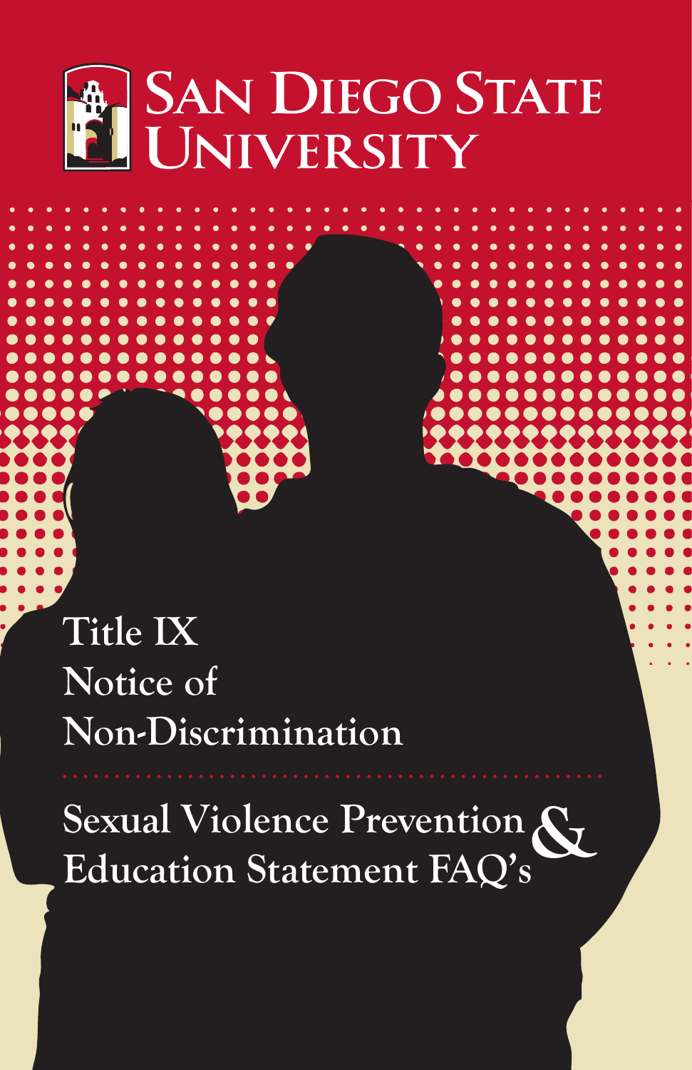# San Diego State University

## Title IX Notice of Non-Discrimination

## Sexual Violence Prevention & Education Statement FAQ's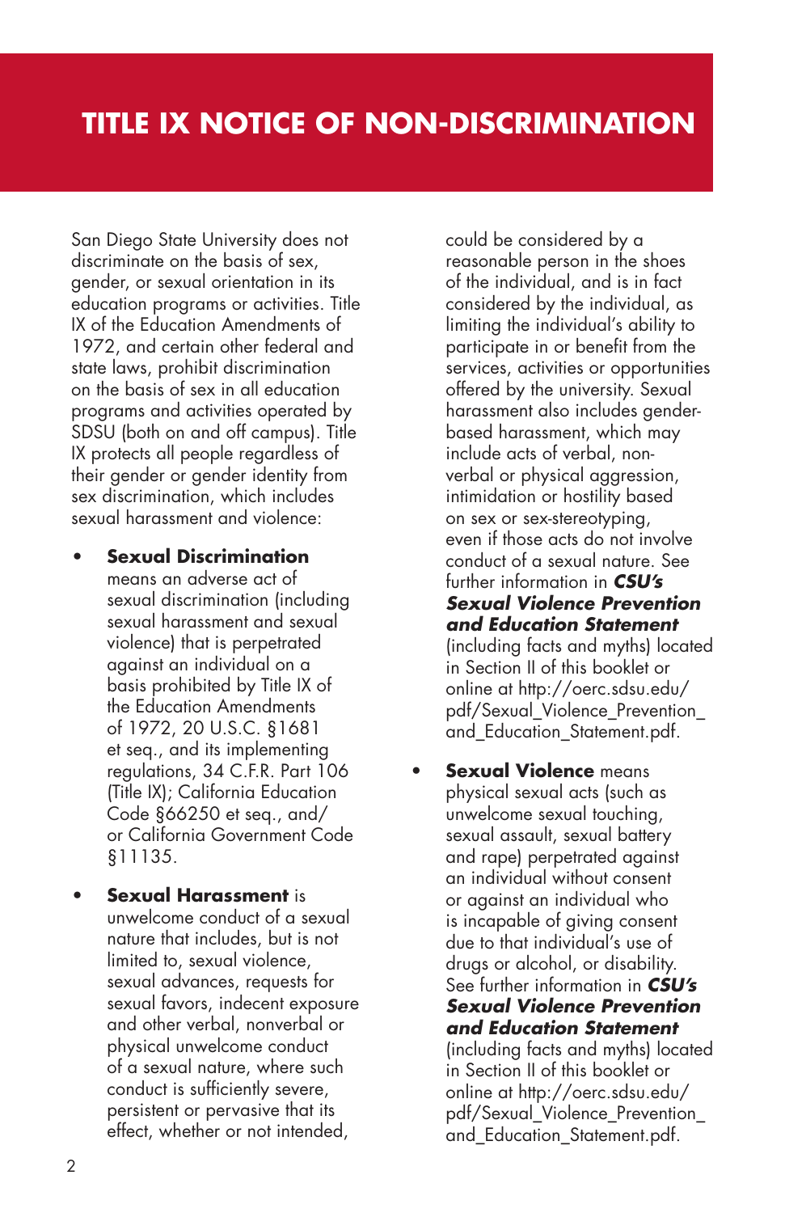# TITLE IX NOTICE OF NON-DISCRIMINATION

San Diego State University does not discriminate on the basis of sex, gender, or sexual orientation in its education programs or activities. Title IX of the Education Amendments of 1972, and certain other federal and state laws, prohibit discrimination on the basis of sex in all education programs and activities operated by SDSU (both on and off campus). Title IX protects all people regardless of their gender or gender identity from sex discrimination, which includes sexual harassment and violence:

- **Sexual Discrimination** means an adverse act of sexual discrimination (including sexual harassment and sexual violence) that is perpetrated against an individual on a basis prohibited by Title IX of the Education Amendments of 1972, 20 U.S.C. §1681 et seq., and its implementing regulations, 34 C.F.R. Part 106 (Title IX); California Education Code §66250 et seq., and/or California Government Code §11135.

- **Sexual Harassment** is unwelcome conduct of a sexual nature that includes, but is not limited to, sexual violence, sexual advances, requests for sexual favors, indecent exposure and other verbal, nonverbal or physical unwelcome conduct of a sexual nature, where such conduct is sufficiently severe, persistent or pervasive that its effect, whether or not intended, could be considered by a reasonable person in the shoes of the individual, and is in fact considered by the individual, as limiting the individual's ability to participate in or benefit from the services, activities or opportunities offered by the university. Sexual harassment also includes gender-based harassment, which may include acts of verbal, non-verbal or physical aggression, intimidation or hostility based on sex or sex-stereotyping, even if those acts do not involve conduct of a sexual nature. See further information in ***CSU's Sexual Violence Prevention and Education Statement*** (including facts and myths) located in Section II of this booklet or online at http://oerc.sdsu.edu/pdf/Sexual_Violence_Prevention_and_Education_Statement.pdf.

- **Sexual Violence** means physical sexual acts (such as unwelcome sexual touching, sexual assault, sexual battery and rape) perpetrated against an individual without consent or against an individual who is incapable of giving consent due to that individual's use of drugs or alcohol, or disability. See further information in ***CSU's Sexual Violence Prevention and Education Statement*** (including facts and myths) located in Section II of this booklet or online at http://oerc.sdsu.edu/pdf/Sexual_Violence_Prevention_and_Education_Statement.pdf.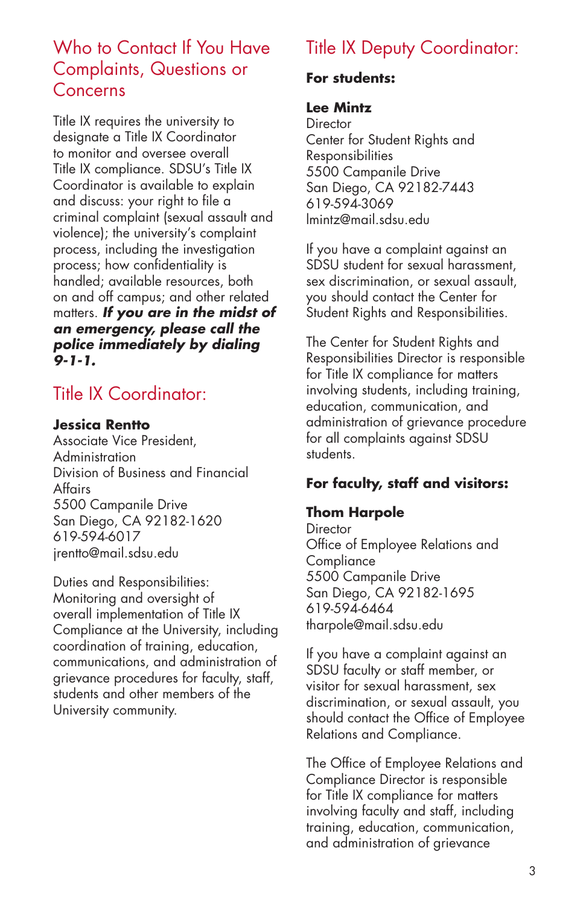## Who to Contact If You Have Complaints, Questions or Concerns

Title IX requires the university to designate a Title IX Coordinator to monitor and oversee overall Title IX compliance. SDSU's Title IX Coordinator is available to explain and discuss: your right to file a criminal complaint (sexual assault and violence); the university's complaint process, including the investigation process; how confidentiality is handled; available resources, both on and off campus; and other related matters. ***If you are in the midst of an emergency, please call the police immediately by dialing 9-1-1.***

## Title IX Coordinator:

**Jessica Rentto**
Associate Vice President, Administration
Division of Business and Financial Affairs
5500 Campanile Drive
San Diego, CA 92182-1620
619-594-6017
jrentto@mail.sdsu.edu

Duties and Responsibilities: Monitoring and oversight of overall implementation of Title IX Compliance at the University, including coordination of training, education, communications, and administration of grievance procedures for faculty, staff, students and other members of the University community.

## Title IX Deputy Coordinator:

**For students:**

**Lee Mintz**
Director
Center for Student Rights and Responsibilities
5500 Campanile Drive
San Diego, CA 92182-7443
619-594-3069
lmintz@mail.sdsu.edu

If you have a complaint against an SDSU student for sexual harassment, sex discrimination, or sexual assault, you should contact the Center for Student Rights and Responsibilities.

The Center for Student Rights and Responsibilities Director is responsible for Title IX compliance for matters involving students, including training, education, communication, and administration of grievance procedure for all complaints against SDSU students.

**For faculty, staff and visitors:**

**Thom Harpole**
Director
Office of Employee Relations and Compliance
5500 Campanile Drive
San Diego, CA 92182-1695
619-594-6464
tharpole@mail.sdsu.edu

If you have a complaint against an SDSU faculty or staff member, or visitor for sexual harassment, sex discrimination, or sexual assault, you should contact the Office of Employee Relations and Compliance.

The Office of Employee Relations and Compliance Director is responsible for Title IX compliance for matters involving faculty and staff, including training, education, communication, and administration of grievance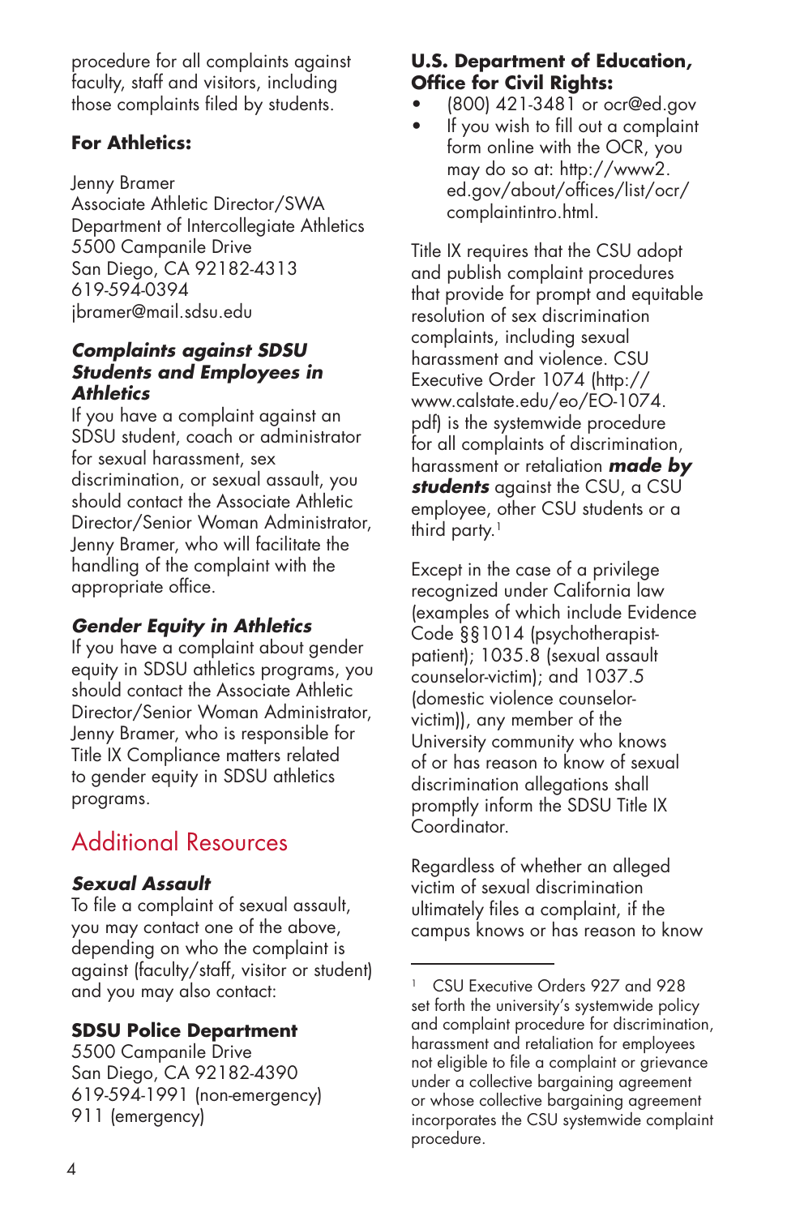procedure for all complaints against faculty, staff and visitors, including those complaints filed by students.

**For Athletics:**

Jenny Bramer
Associate Athletic Director/SWA
Department of Intercollegiate Athletics
5500 Campanile Drive
San Diego, CA 92182-4313
619-594-0394
jbramer@mail.sdsu.edu

***Complaints against SDSU Students and Employees in Athletics***

If you have a complaint against an SDSU student, coach or administrator for sexual harassment, sex discrimination, or sexual assault, you should contact the Associate Athletic Director/Senior Woman Administrator, Jenny Bramer, who will facilitate the handling of the complaint with the appropriate office.

***Gender Equity in Athletics***

If you have a complaint about gender equity in SDSU athletics programs, you should contact the Associate Athletic Director/Senior Woman Administrator, Jenny Bramer, who is responsible for Title IX Compliance matters related to gender equity in SDSU athletics programs.

## Additional Resources

***Sexual Assault***

To file a complaint of sexual assault, you may contact one of the above, depending on who the complaint is against (faculty/staff, visitor or student) and you may also contact:

**SDSU Police Department**
5500 Campanile Drive
San Diego, CA 92182-4390
619-594-1991 (non-emergency)
911 (emergency)

**U.S. Department of Education, Office for Civil Rights:**

- (800) 421-3481 or ocr@ed.gov
- If you wish to fill out a complaint form online with the OCR, you may do so at: http://www2.ed.gov/about/offices/list/ocr/complaintintro.html.

Title IX requires that the CSU adopt and publish complaint procedures that provide for prompt and equitable resolution of sex discrimination complaints, including sexual harassment and violence. CSU Executive Order 1074 (http://www.calstate.edu/eo/EO-1074.pdf) is the systemwide procedure for all complaints of discrimination, harassment or retaliation ***made by students*** against the CSU, a CSU employee, other CSU students or a third party.[1]

Except in the case of a privilege recognized under California law (examples of which include Evidence Code §§1014 (psychotherapist-patient); 1035.8 (sexual assault counselor-victim); and 1037.5 (domestic violence counselor-victim)), any member of the University community who knows of or has reason to know of sexual discrimination allegations shall promptly inform the SDSU Title IX Coordinator.

Regardless of whether an alleged victim of sexual discrimination ultimately files a complaint, if the campus knows or has reason to know

---

[1] CSU Executive Orders 927 and 928 set forth the university's systemwide policy and complaint procedure for discrimination, harassment and retaliation for employees not eligible to file a complaint or grievance under a collective bargaining agreement or whose collective bargaining agreement incorporates the CSU systemwide complaint procedure.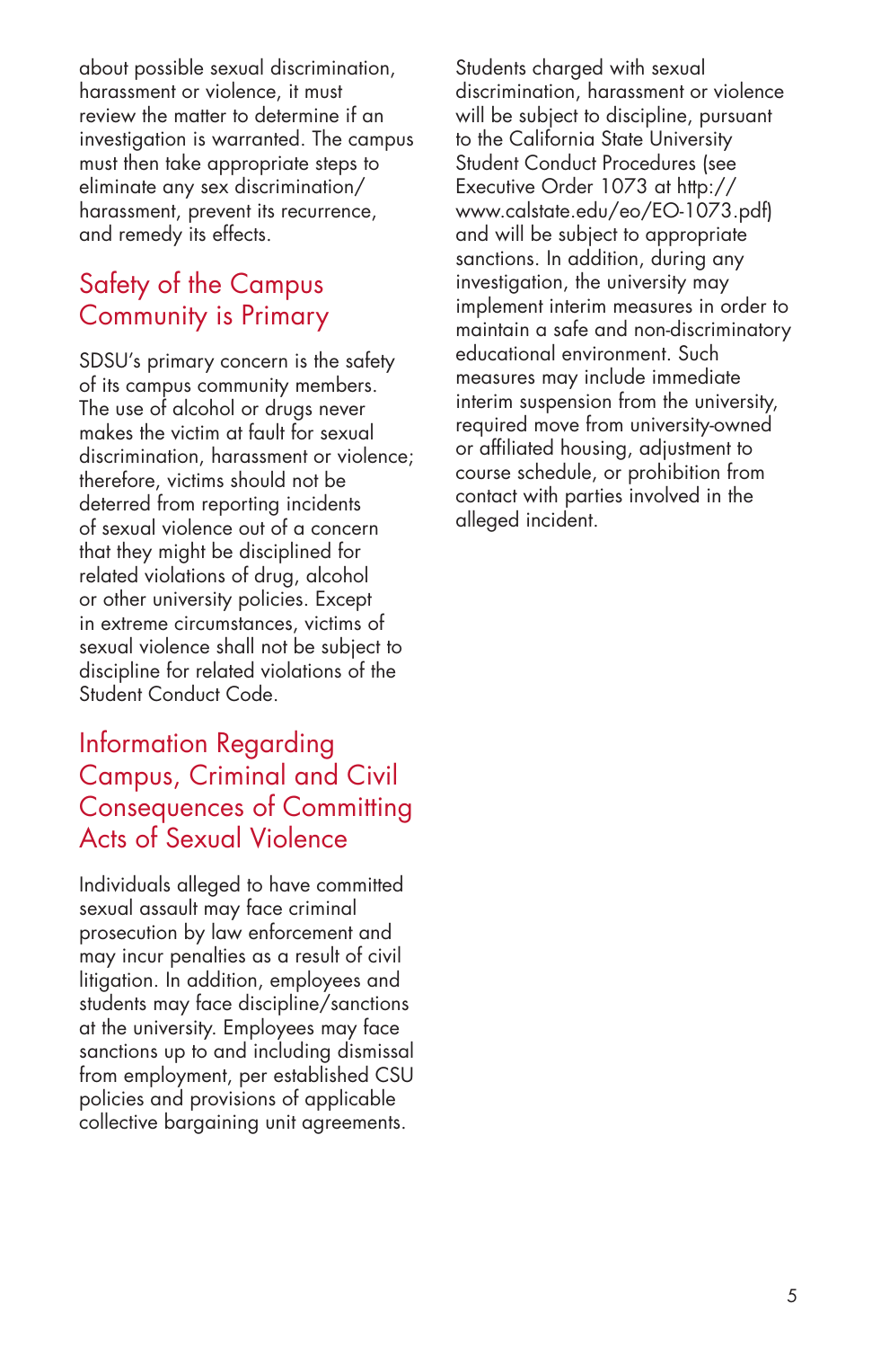about possible sexual discrimination, harassment or violence, it must review the matter to determine if an investigation is warranted. The campus must then take appropriate steps to eliminate any sex discrimination/harassment, prevent its recurrence, and remedy its effects.

## Safety of the Campus Community is Primary

SDSU's primary concern is the safety of its campus community members. The use of alcohol or drugs never makes the victim at fault for sexual discrimination, harassment or violence; therefore, victims should not be deterred from reporting incidents of sexual violence out of a concern that they might be disciplined for related violations of drug, alcohol or other university policies. Except in extreme circumstances, victims of sexual violence shall not be subject to discipline for related violations of the Student Conduct Code.

## Information Regarding Campus, Criminal and Civil Consequences of Committing Acts of Sexual Violence

Individuals alleged to have committed sexual assault may face criminal prosecution by law enforcement and may incur penalties as a result of civil litigation. In addition, employees and students may face discipline/sanctions at the university. Employees may face sanctions up to and including dismissal from employment, per established CSU policies and provisions of applicable collective bargaining unit agreements.

Students charged with sexual discrimination, harassment or violence will be subject to discipline, pursuant to the California State University Student Conduct Procedures (see Executive Order 1073 at http://www.calstate.edu/eo/EO-1073.pdf) and will be subject to appropriate sanctions. In addition, during any investigation, the university may implement interim measures in order to maintain a safe and non-discriminatory educational environment. Such measures may include immediate interim suspension from the university, required move from university-owned or affiliated housing, adjustment to course schedule, or prohibition from contact with parties involved in the alleged incident.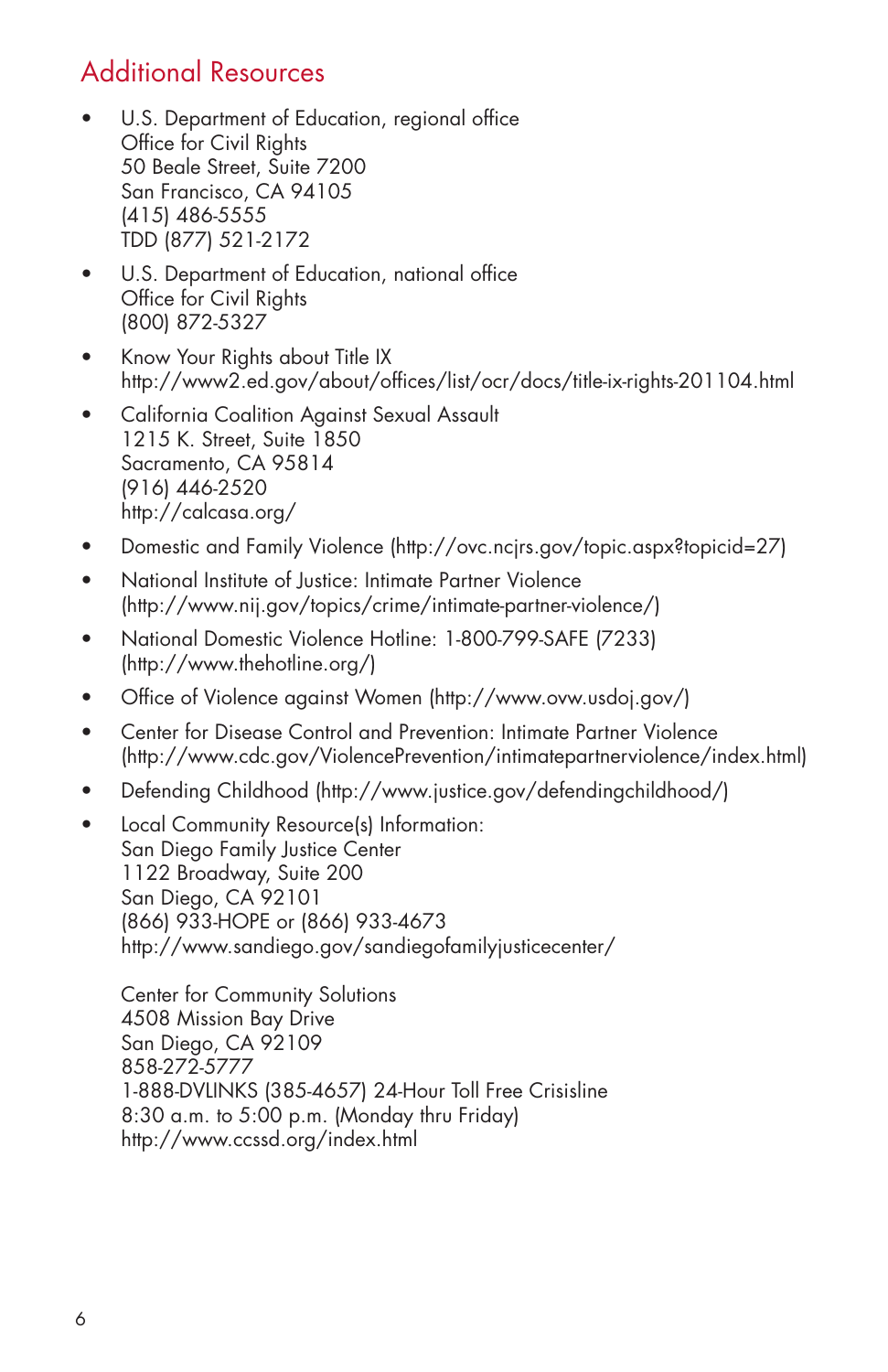## Additional Resources

- U.S. Department of Education, regional office
  Office for Civil Rights
  50 Beale Street, Suite 7200
  San Francisco, CA 94105
  (415) 486-5555
  TDD (877) 521-2172
- U.S. Department of Education, national office
  Office for Civil Rights
  (800) 872-5327
- Know Your Rights about Title IX
  http://www2.ed.gov/about/offices/list/ocr/docs/title-ix-rights-201104.html
- California Coalition Against Sexual Assault
  1215 K. Street, Suite 1850
  Sacramento, CA 95814
  (916) 446-2520
  http://calcasa.org/
- Domestic and Family Violence (http://ovc.ncjrs.gov/topic.aspx?topicid=27)
- National Institute of Justice: Intimate Partner Violence
  (http://www.nij.gov/topics/crime/intimate-partner-violence/)
- National Domestic Violence Hotline: 1-800-799-SAFE (7233)
  (http://www.thehotline.org/)
- Office of Violence against Women (http://www.ovw.usdoj.gov/)
- Center for Disease Control and Prevention: Intimate Partner Violence
  (http://www.cdc.gov/ViolencePrevention/intimatepartnerviolence/index.html)
- Defending Childhood (http://www.justice.gov/defendingchildhood/)
- Local Community Resource(s) Information:
  San Diego Family Justice Center
  1122 Broadway, Suite 200
  San Diego, CA 92101
  (866) 933-HOPE or (866) 933-4673
  http://www.sandiego.gov/sandiegofamilyjusticecenter/

  Center for Community Solutions
  4508 Mission Bay Drive
  San Diego, CA 92109
  858-272-5777
  1-888-DVLINKS (385-4657) 24-Hour Toll Free Crisisline
  8:30 a.m. to 5:00 p.m. (Monday thru Friday)
  http://www.ccssd.org/index.html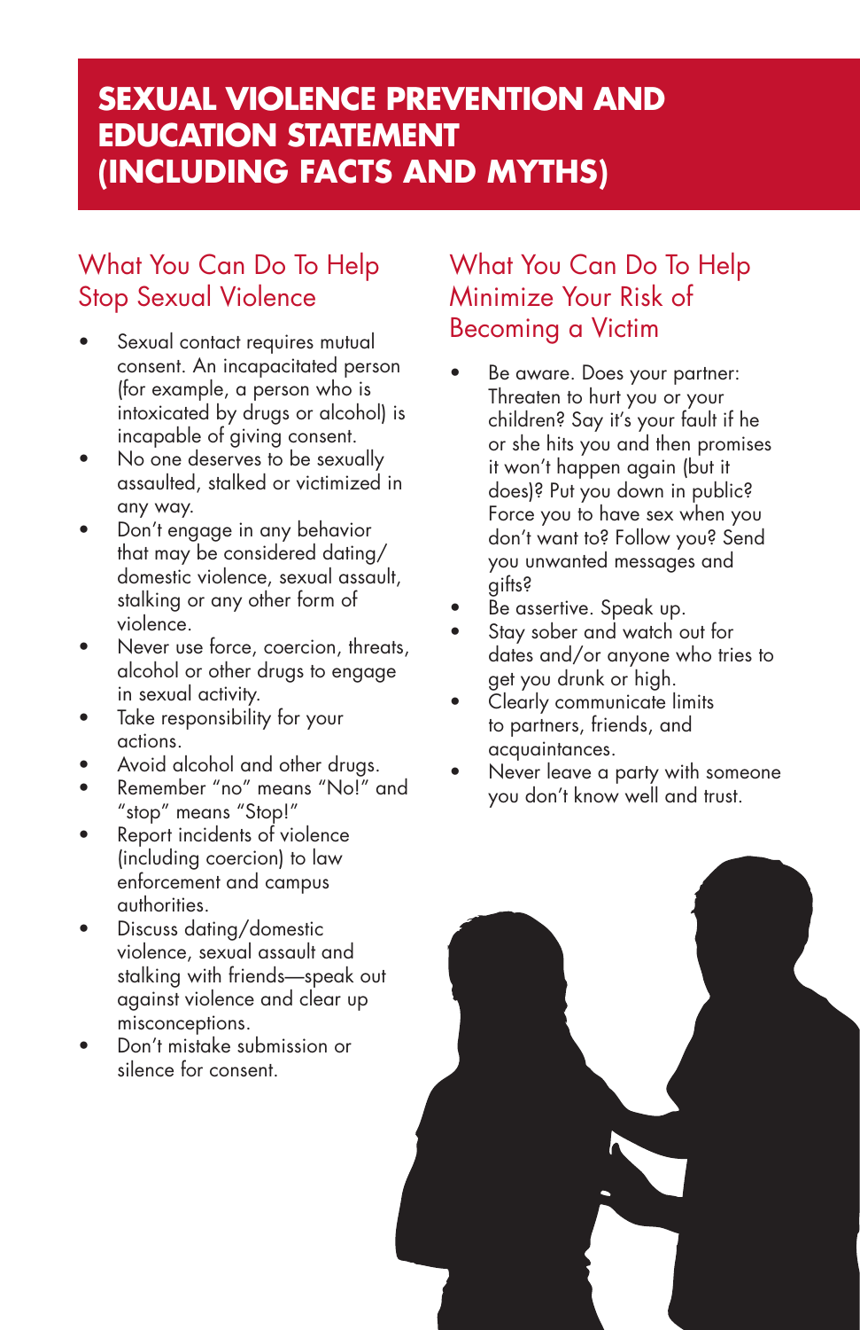# SEXUAL VIOLENCE PREVENTION AND EDUCATION STATEMENT (INCLUDING FACTS AND MYTHS)

## What You Can Do To Help Stop Sexual Violence

- Sexual contact requires mutual consent. An incapacitated person (for example, a person who is intoxicated by drugs or alcohol) is incapable of giving consent.
- No one deserves to be sexually assaulted, stalked or victimized in any way.
- Don't engage in any behavior that may be considered dating/domestic violence, sexual assault, stalking or any other form of violence.
- Never use force, coercion, threats, alcohol or other drugs to engage in sexual activity.
- Take responsibility for your actions.
- Avoid alcohol and other drugs.
- Remember "no" means "No!" and "stop" means "Stop!"
- Report incidents of violence (including coercion) to law enforcement and campus authorities.
- Discuss dating/domestic violence, sexual assault and stalking with friends—speak out against violence and clear up misconceptions.
- Don't mistake submission or silence for consent.

## What You Can Do To Help Minimize Your Risk of Becoming a Victim

- Be aware. Does your partner: Threaten to hurt you or your children? Say it's your fault if he or she hits you and then promises it won't happen again (but it does)? Put you down in public? Force you to have sex when you don't want to? Follow you? Send you unwanted messages and gifts?
- Be assertive. Speak up.
- Stay sober and watch out for dates and/or anyone who tries to get you drunk or high.
- Clearly communicate limits to partners, friends, and acquaintances.
- Never leave a party with someone you don't know well and trust.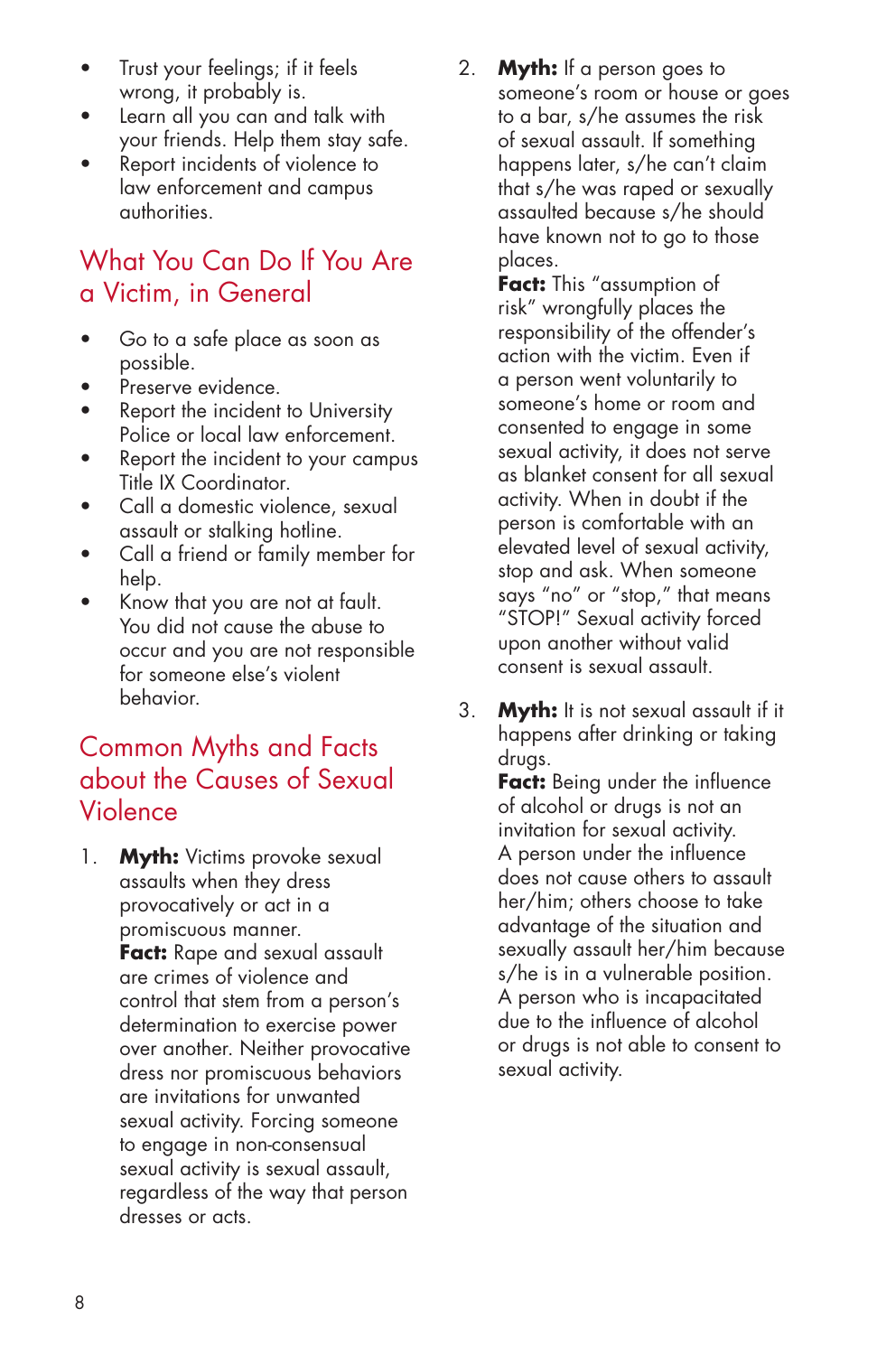- Trust your feelings; if it feels wrong, it probably is.
- Learn all you can and talk with your friends. Help them stay safe.
- Report incidents of violence to law enforcement and campus authorities.

## What You Can Do If You Are a Victim, in General

- Go to a safe place as soon as possible.
- Preserve evidence.
- Report the incident to University Police or local law enforcement.
- Report the incident to your campus Title IX Coordinator.
- Call a domestic violence, sexual assault or stalking hotline.
- Call a friend or family member for help.
- Know that you are not at fault. You did not cause the abuse to occur and you are not responsible for someone else's violent behavior.

## Common Myths and Facts about the Causes of Sexual Violence

1. **Myth:** Victims provoke sexual assaults when they dress provocatively or act in a promiscuous manner.
   **Fact:** Rape and sexual assault are crimes of violence and control that stem from a person's determination to exercise power over another. Neither provocative dress nor promiscuous behaviors are invitations for unwanted sexual activity. Forcing someone to engage in non-consensual sexual activity is sexual assault, regardless of the way that person dresses or acts.

2. **Myth:** If a person goes to someone's room or house or goes to a bar, s/he assumes the risk of sexual assault. If something happens later, s/he can't claim that s/he was raped or sexually assaulted because s/he should have known not to go to those places.
   **Fact:** This "assumption of risk" wrongfully places the responsibility of the offender's action with the victim. Even if a person went voluntarily to someone's home or room and consented to engage in some sexual activity, it does not serve as blanket consent for all sexual activity. When in doubt if the person is comfortable with an elevated level of sexual activity, stop and ask. When someone says "no" or "stop," that means "STOP!" Sexual activity forced upon another without valid consent is sexual assault.

3. **Myth:** It is not sexual assault if it happens after drinking or taking drugs.
   **Fact:** Being under the influence of alcohol or drugs is not an invitation for sexual activity. A person under the influence does not cause others to assault her/him; others choose to take advantage of the situation and sexually assault her/him because s/he is in a vulnerable position. A person who is incapacitated due to the influence of alcohol or drugs is not able to consent to sexual activity.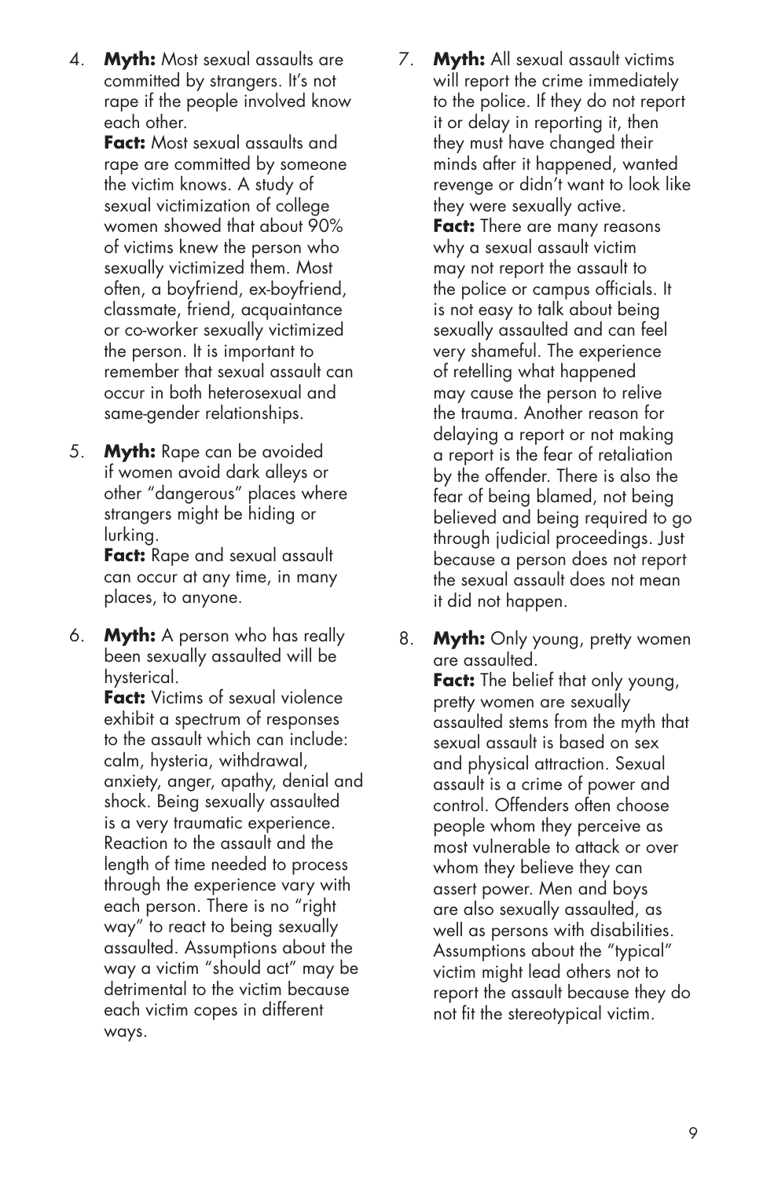4. **Myth:** Most sexual assaults are committed by strangers. It's not rape if the people involved know each other.
   **Fact:** Most sexual assaults and rape are committed by someone the victim knows. A study of sexual victimization of college women showed that about 90% of victims knew the person who sexually victimized them. Most often, a boyfriend, ex-boyfriend, classmate, friend, acquaintance or co-worker sexually victimized the person. It is important to remember that sexual assault can occur in both heterosexual and same-gender relationships.

5. **Myth:** Rape can be avoided if women avoid dark alleys or other "dangerous" places where strangers might be hiding or lurking.
   **Fact:** Rape and sexual assault can occur at any time, in many places, to anyone.

6. **Myth:** A person who has really been sexually assaulted will be hysterical.
   **Fact:** Victims of sexual violence exhibit a spectrum of responses to the assault which can include: calm, hysteria, withdrawal, anxiety, anger, apathy, denial and shock. Being sexually assaulted is a very traumatic experience. Reaction to the assault and the length of time needed to process through the experience vary with each person. There is no "right way" to react to being sexually assaulted. Assumptions about the way a victim "should act" may be detrimental to the victim because each victim copes in different ways.

7. **Myth:** All sexual assault victims will report the crime immediately to the police. If they do not report it or delay in reporting it, then they must have changed their minds after it happened, wanted revenge or didn't want to look like they were sexually active.
   **Fact:** There are many reasons why a sexual assault victim may not report the assault to the police or campus officials. It is not easy to talk about being sexually assaulted and can feel very shameful. The experience of retelling what happened may cause the person to relive the trauma. Another reason for delaying a report or not making a report is the fear of retaliation by the offender. There is also the fear of being blamed, not being believed and being required to go through judicial proceedings. Just because a person does not report the sexual assault does not mean it did not happen.

8. **Myth:** Only young, pretty women are assaulted.
   **Fact:** The belief that only young, pretty women are sexually assaulted stems from the myth that sexual assault is based on sex and physical attraction. Sexual assault is a crime of power and control. Offenders often choose people whom they perceive as most vulnerable to attack or over whom they believe they can assert power. Men and boys are also sexually assaulted, as well as persons with disabilities. Assumptions about the "typical" victim might lead others not to report the assault because they do not fit the stereotypical victim.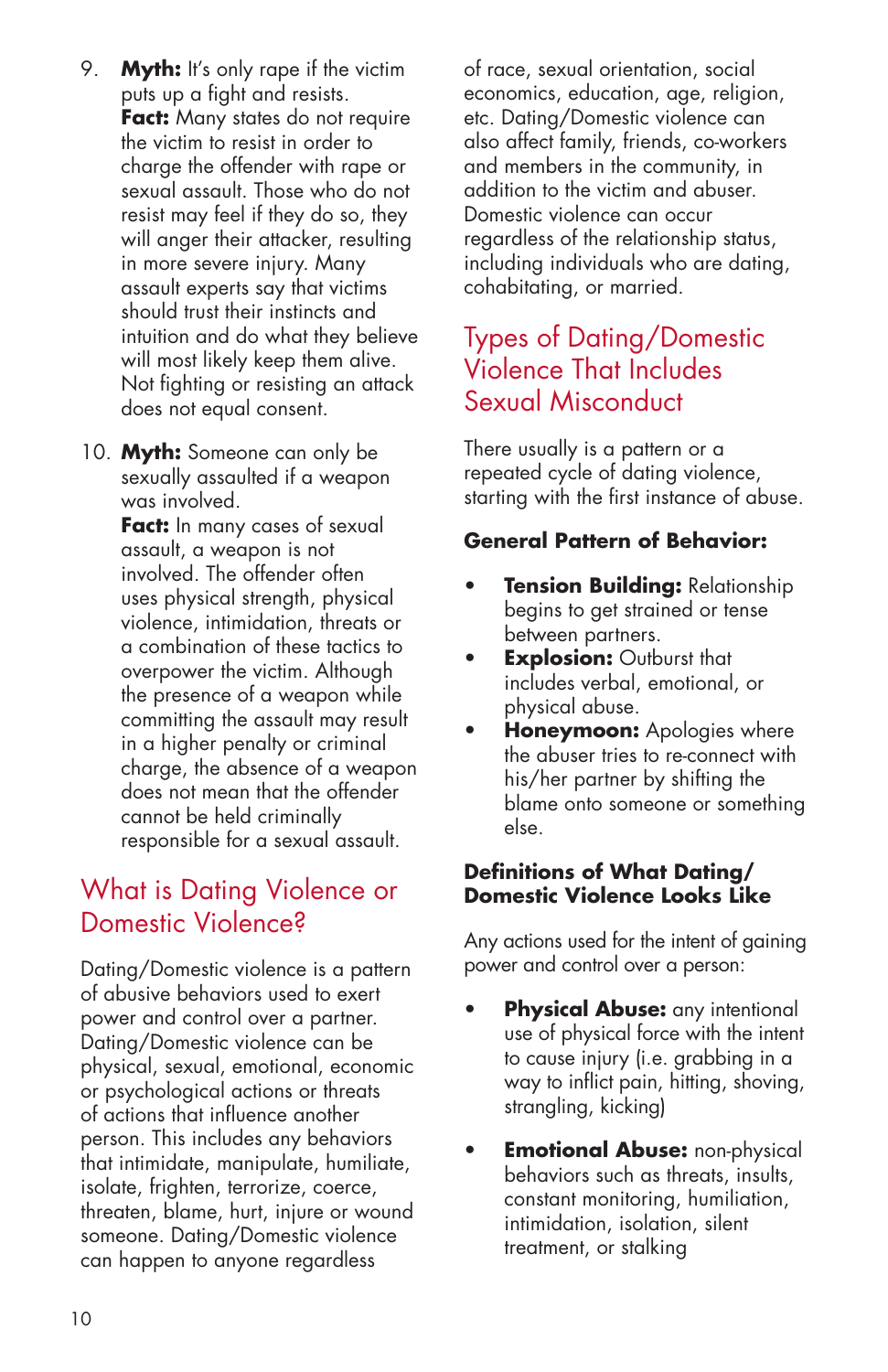9. **Myth:** It's only rape if the victim puts up a fight and resists.
   **Fact:** Many states do not require the victim to resist in order to charge the offender with rape or sexual assault. Those who do not resist may feel if they do so, they will anger their attacker, resulting in more severe injury. Many assault experts say that victims should trust their instincts and intuition and do what they believe will most likely keep them alive. Not fighting or resisting an attack does not equal consent.

10. **Myth:** Someone can only be sexually assaulted if a weapon was involved.
    **Fact:** In many cases of sexual assault, a weapon is not involved. The offender often uses physical strength, physical violence, intimidation, threats or a combination of these tactics to overpower the victim. Although the presence of a weapon while committing the assault may result in a higher penalty or criminal charge, the absence of a weapon does not mean that the offender cannot be held criminally responsible for a sexual assault.

## What is Dating Violence or Domestic Violence?

Dating/Domestic violence is a pattern of abusive behaviors used to exert power and control over a partner. Dating/Domestic violence can be physical, sexual, emotional, economic or psychological actions or threats of actions that influence another person. This includes any behaviors that intimidate, manipulate, humiliate, isolate, frighten, terrorize, coerce, threaten, blame, hurt, injure or wound someone. Dating/Domestic violence can happen to anyone regardless of race, sexual orientation, social economics, education, age, religion, etc. Dating/Domestic violence can also affect family, friends, co-workers and members in the community, in addition to the victim and abuser. Domestic violence can occur regardless of the relationship status, including individuals who are dating, cohabitating, or married.

## Types of Dating/Domestic Violence That Includes Sexual Misconduct

There usually is a pattern or a repeated cycle of dating violence, starting with the first instance of abuse.

### General Pattern of Behavior:

- **Tension Building:** Relationship begins to get strained or tense between partners.
- **Explosion:** Outburst that includes verbal, emotional, or physical abuse.
- **Honeymoon:** Apologies where the abuser tries to re-connect with his/her partner by shifting the blame onto someone or something else.

### Definitions of What Dating/ Domestic Violence Looks Like

Any actions used for the intent of gaining power and control over a person:

- **Physical Abuse:** any intentional use of physical force with the intent to cause injury (i.e. grabbing in a way to inflict pain, hitting, shoving, strangling, kicking)

- **Emotional Abuse:** non-physical behaviors such as threats, insults, constant monitoring, humiliation, intimidation, isolation, silent treatment, or stalking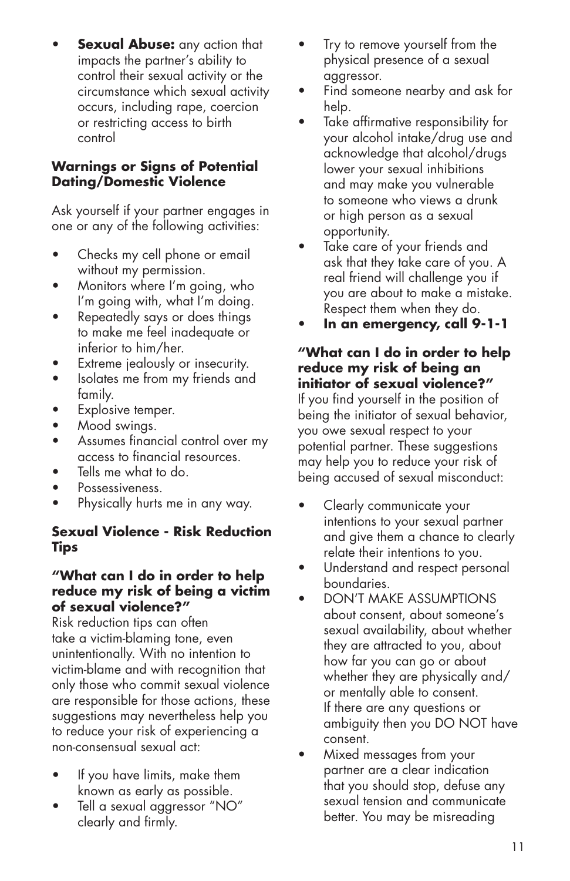- **Sexual Abuse:** any action that impacts the partner's ability to control their sexual activity or the circumstance which sexual activity occurs, including rape, coercion or restricting access to birth control

**Warnings or Signs of Potential Dating/Domestic Violence**

Ask yourself if your partner engages in one or any of the following activities:

- Checks my cell phone or email without my permission.
- Monitors where I'm going, who I'm going with, what I'm doing.
- Repeatedly says or does things to make me feel inadequate or inferior to him/her.
- Extreme jealously or insecurity.
- Isolates me from my friends and family.
- Explosive temper.
- Mood swings.
- Assumes financial control over my access to financial resources.
- Tells me what to do.
- Possessiveness.
- Physically hurts me in any way.

**Sexual Violence - Risk Reduction Tips**

**"What can I do in order to help reduce my risk of being a victim of sexual violence?"**

Risk reduction tips can often take a victim-blaming tone, even unintentionally. With no intention to victim-blame and with recognition that only those who commit sexual violence are responsible for those actions, these suggestions may nevertheless help you to reduce your risk of experiencing a non-consensual sexual act:

- If you have limits, make them known as early as possible.
- Tell a sexual aggressor "NO" clearly and firmly.
- Try to remove yourself from the physical presence of a sexual aggressor.
- Find someone nearby and ask for help.
- Take affirmative responsibility for your alcohol intake/drug use and acknowledge that alcohol/drugs lower your sexual inhibitions and may make you vulnerable to someone who views a drunk or high person as a sexual opportunity.
- Take care of your friends and ask that they take care of you. A real friend will challenge you if you are about to make a mistake. Respect them when they do.
- **In an emergency, call 9-1-1**

**"What can I do in order to help reduce my risk of being an initiator of sexual violence?"**

If you find yourself in the position of being the initiator of sexual behavior, you owe sexual respect to your potential partner. These suggestions may help you to reduce your risk of being accused of sexual misconduct:

- Clearly communicate your intentions to your sexual partner and give them a chance to clearly relate their intentions to you.
- Understand and respect personal boundaries.
- DON'T MAKE ASSUMPTIONS about consent, about someone's sexual availability, about whether they are attracted to you, about how far you can go or about whether they are physically and/or mentally able to consent. If there are any questions or ambiguity then you DO NOT have consent.
- Mixed messages from your partner are a clear indication that you should stop, defuse any sexual tension and communicate better. You may be misreading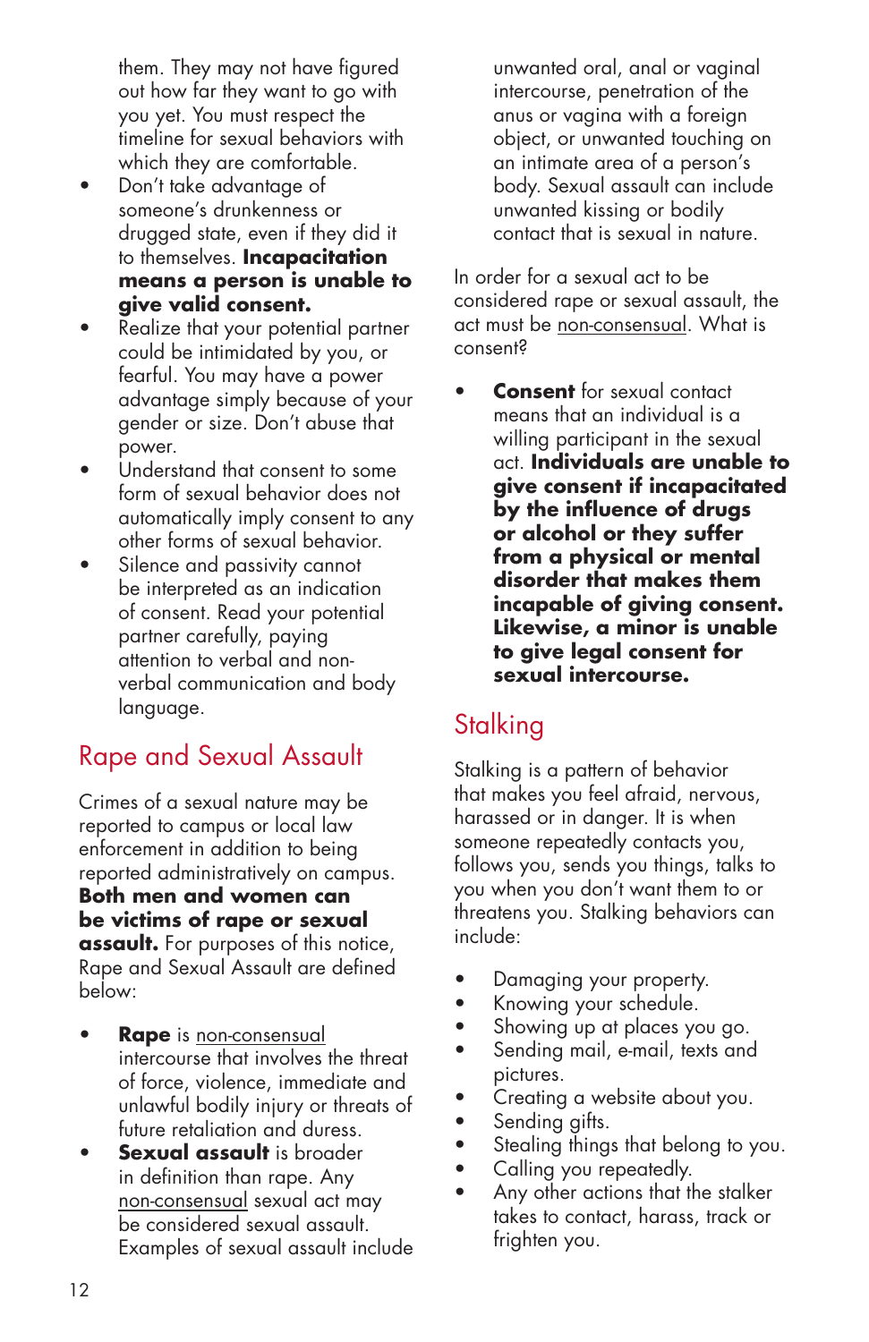them. They may not have figured out how far they want to go with you yet. You must respect the timeline for sexual behaviors with which they are comfortable.

- Don't take advantage of someone's drunkenness or drugged state, even if they did it to themselves. **Incapacitation means a person is unable to give valid consent.**
- Realize that your potential partner could be intimidated by you, or fearful. You may have a power advantage simply because of your gender or size. Don't abuse that power.
- Understand that consent to some form of sexual behavior does not automatically imply consent to any other forms of sexual behavior.
- Silence and passivity cannot be interpreted as an indication of consent. Read your potential partner carefully, paying attention to verbal and non-verbal communication and body language.

## Rape and Sexual Assault

Crimes of a sexual nature may be reported to campus or local law enforcement in addition to being reported administratively on campus. **Both men and women can be victims of rape or sexual assault.** For purposes of this notice, Rape and Sexual Assault are defined below:

- **Rape** is <u>non-consensual</u> intercourse that involves the threat of force, violence, immediate and unlawful bodily injury or threats of future retaliation and duress.
- **Sexual assault** is broader in definition than rape. Any <u>non-consensual</u> sexual act may be considered sexual assault. Examples of sexual assault include unwanted oral, anal or vaginal intercourse, penetration of the anus or vagina with a foreign object, or unwanted touching on an intimate area of a person's body. Sexual assault can include unwanted kissing or bodily contact that is sexual in nature.

In order for a sexual act to be considered rape or sexual assault, the act must be <u>non-consensual</u>. What is consent?

- **Consent** for sexual contact means that an individual is a willing participant in the sexual act. **Individuals are unable to give consent if incapacitated by the influence of drugs or alcohol or they suffer from a physical or mental disorder that makes them incapable of giving consent. Likewise, a minor is unable to give legal consent for sexual intercourse.**

## Stalking

Stalking is a pattern of behavior that makes you feel afraid, nervous, harassed or in danger. It is when someone repeatedly contacts you, follows you, sends you things, talks to you when you don't want them to or threatens you. Stalking behaviors can include:

- Damaging your property.
- Knowing your schedule.
- Showing up at places you go.
- Sending mail, e-mail, texts and pictures.
- Creating a website about you.
- Sending gifts.
- Stealing things that belong to you.
- Calling you repeatedly.
- Any other actions that the stalker takes to contact, harass, track or frighten you.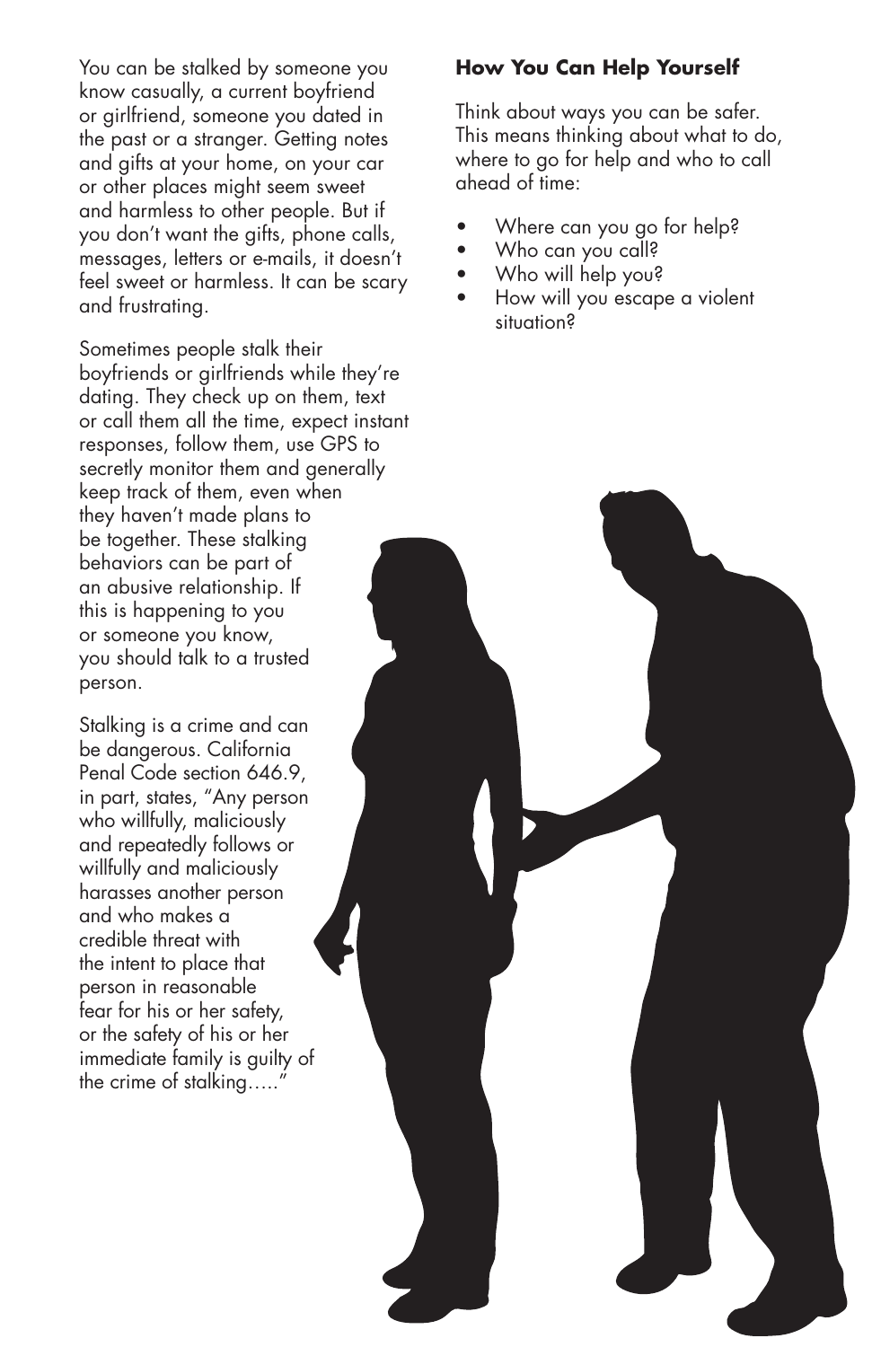You can be stalked by someone you know casually, a current boyfriend or girlfriend, someone you dated in the past or a stranger. Getting notes and gifts at your home, on your car or other places might seem sweet and harmless to other people. But if you don't want the gifts, phone calls, messages, letters or e-mails, it doesn't feel sweet or harmless. It can be scary and frustrating.

Sometimes people stalk their boyfriends or girlfriends while they're dating. They check up on them, text or call them all the time, expect instant responses, follow them, use GPS to secretly monitor them and generally keep track of them, even when they haven't made plans to be together. These stalking behaviors can be part of an abusive relationship. If this is happening to you or someone you know, you should talk to a trusted person.

Stalking is a crime and can be dangerous. California Penal Code section 646.9, in part, states, "Any person who willfully, maliciously and repeatedly follows or willfully and maliciously harasses another person and who makes a credible threat with the intent to place that person in reasonable fear for his or her safety, or the safety of his or her immediate family is guilty of the crime of stalking….."

**How You Can Help Yourself**

Think about ways you can be safer. This means thinking about what to do, where to go for help and who to call ahead of time:

- Where can you go for help?
- Who can you call?
- Who will help you?
- How will you escape a violent situation?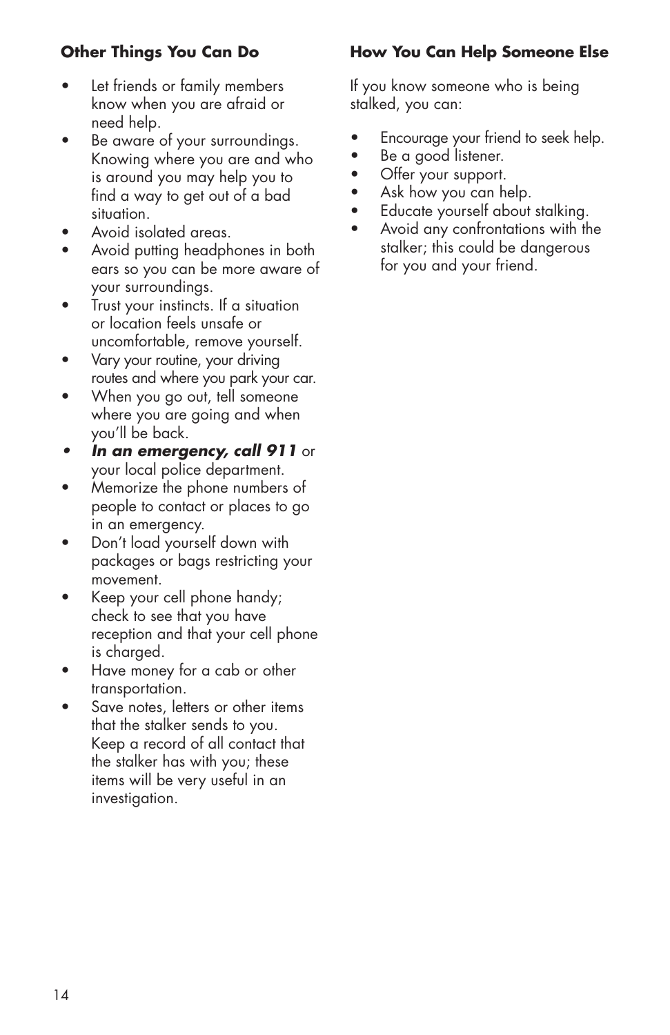### Other Things You Can Do

- Let friends or family members know when you are afraid or need help.
- Be aware of your surroundings. Knowing where you are and who is around you may help you to find a way to get out of a bad situation.
- Avoid isolated areas.
- Avoid putting headphones in both ears so you can be more aware of your surroundings.
- Trust your instincts. If a situation or location feels unsafe or uncomfortable, remove yourself.
- Vary your routine, your driving routes and where you park your car.
- When you go out, tell someone where you are going and when you'll be back.
- ***In an emergency, call 911*** or your local police department.
- Memorize the phone numbers of people to contact or places to go in an emergency.
- Don't load yourself down with packages or bags restricting your movement.
- Keep your cell phone handy; check to see that you have reception and that your cell phone is charged.
- Have money for a cab or other transportation.
- Save notes, letters or other items that the stalker sends to you. Keep a record of all contact that the stalker has with you; these items will be very useful in an investigation.

### How You Can Help Someone Else

If you know someone who is being stalked, you can:

- Encourage your friend to seek help.
- Be a good listener.
- Offer your support.
- Ask how you can help.
- Educate yourself about stalking.
- Avoid any confrontations with the stalker; this could be dangerous for you and your friend.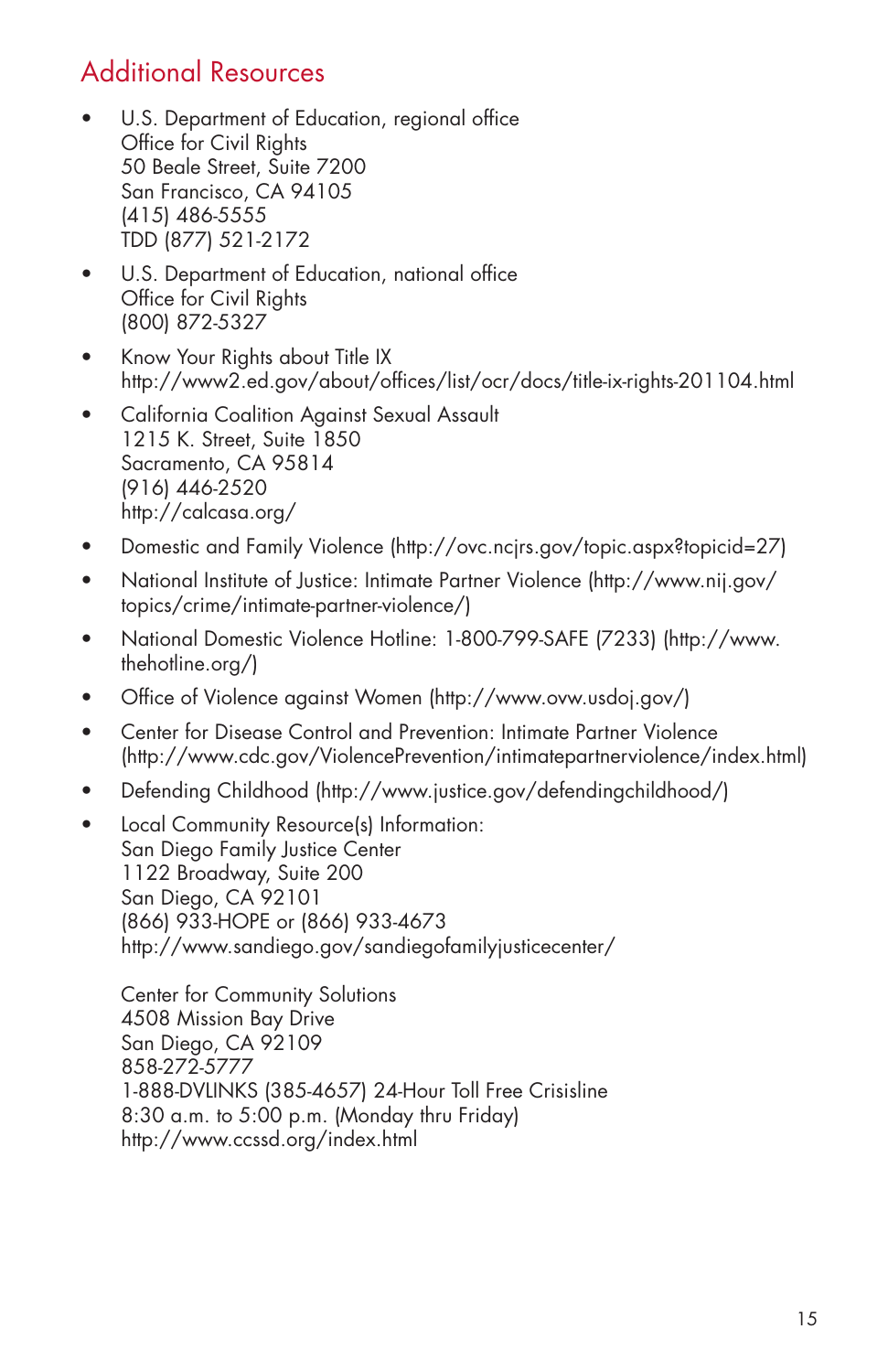## Additional Resources

- U.S. Department of Education, regional office
  Office for Civil Rights
  50 Beale Street, Suite 7200
  San Francisco, CA 94105
  (415) 486-5555
  TDD (877) 521-2172
- U.S. Department of Education, national office
  Office for Civil Rights
  (800) 872-5327
- Know Your Rights about Title IX
  http://www2.ed.gov/about/offices/list/ocr/docs/title-ix-rights-201104.html
- California Coalition Against Sexual Assault
  1215 K. Street, Suite 1850
  Sacramento, CA 95814
  (916) 446-2520
  http://calcasa.org/
- Domestic and Family Violence (http://ovc.ncjrs.gov/topic.aspx?topicid=27)
- National Institute of Justice: Intimate Partner Violence (http://www.nij.gov/topics/crime/intimate-partner-violence/)
- National Domestic Violence Hotline: 1-800-799-SAFE (7233) (http://www.thehotline.org/)
- Office of Violence against Women (http://www.ovw.usdoj.gov/)
- Center for Disease Control and Prevention: Intimate Partner Violence (http://www.cdc.gov/ViolencePrevention/intimatepartnerviolence/index.html)
- Defending Childhood (http://www.justice.gov/defendingchildhood/)
- Local Community Resource(s) Information:
  San Diego Family Justice Center
  1122 Broadway, Suite 200
  San Diego, CA 92101
  (866) 933-HOPE or (866) 933-4673
  http://www.sandiego.gov/sandiegofamilyjusticecenter/

  Center for Community Solutions
  4508 Mission Bay Drive
  San Diego, CA 92109
  858-272-5777
  1-888-DVLINKS (385-4657) 24-Hour Toll Free Crisisline
  8:30 a.m. to 5:00 p.m. (Monday thru Friday)
  http://www.ccssd.org/index.html